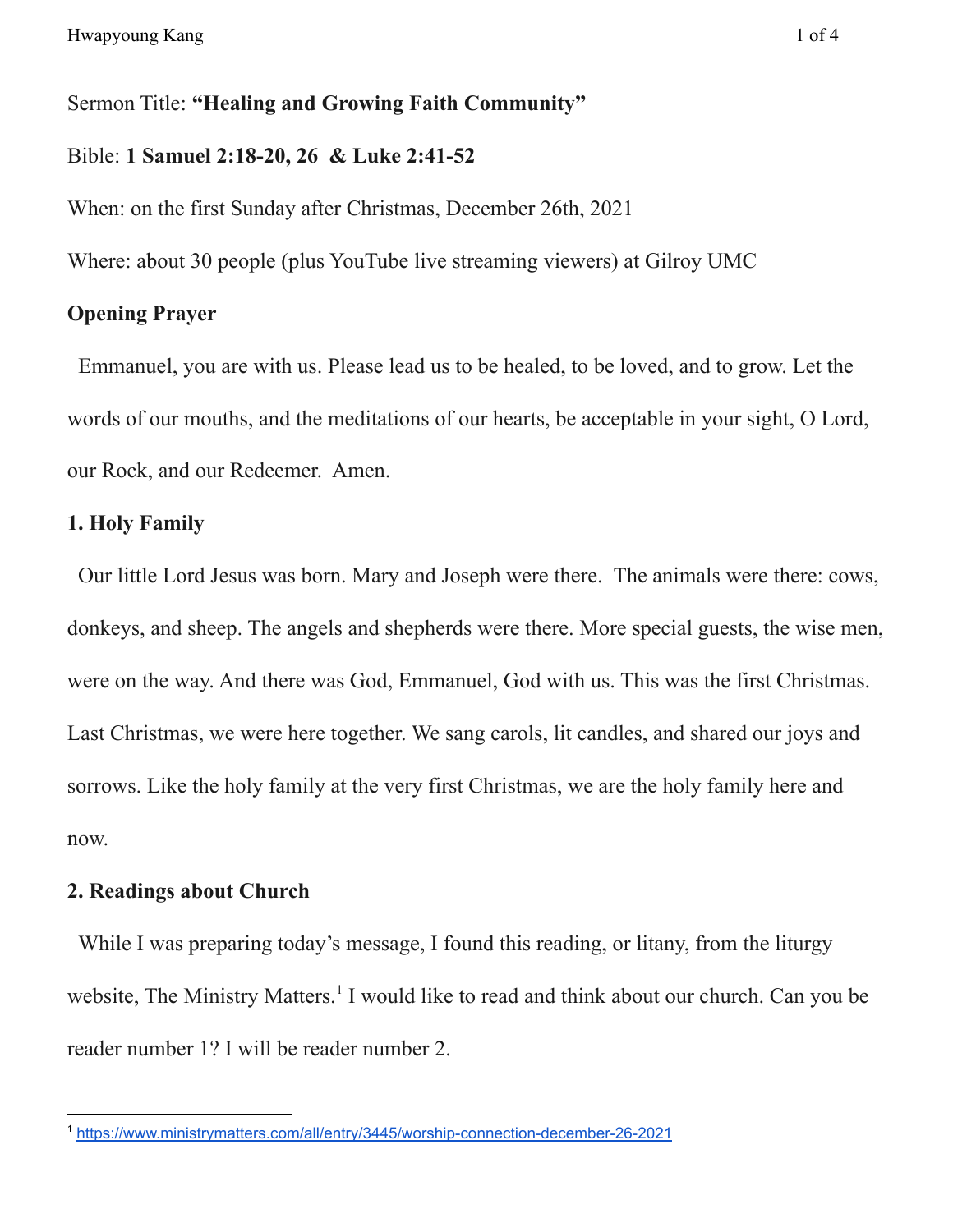Sermon Title: **"Healing and Growing Faith Community"**

Bible: **1 Samuel 2:18-20, 26 & Luke 2:41-52**

When: on the first Sunday after Christmas, December 26th, 2021

Where: about 30 people (plus YouTube live streaming viewers) at Gilroy UMC

**Opening Prayer**

Emmanuel, you are with us. Please lead us to be healed, to be loved, and to grow. Let the words of our mouths, and the meditations of our hearts, be acceptable in your sight, O Lord, our Rock, and our Redeemer. Amen.

**1. Holy Family**

Our little Lord Jesus was born. Mary and Joseph were there. The animals were there: cows, donkeys, and sheep. The angels and shepherds were there. More special guests, the wise men, were on the way. And there was God, Emmanuel, God with us. This was the first Christmas. Last Christmas, we were here together. We sang carols, lit candles, and shared our joys and sorrows. Like the holy family at the very first Christmas, we are the holy family here and now.

**2. Readings about Church**

While I was preparing today's message, I found this reading, or litany, from the liturgy website, The Ministry Matters.[1] I would like to read and think about our church. Can you be reader number 1? I will be reader number 2.

[1] https://www.ministrymatters.com/all/entry/3445/worship-connection-december-26-2021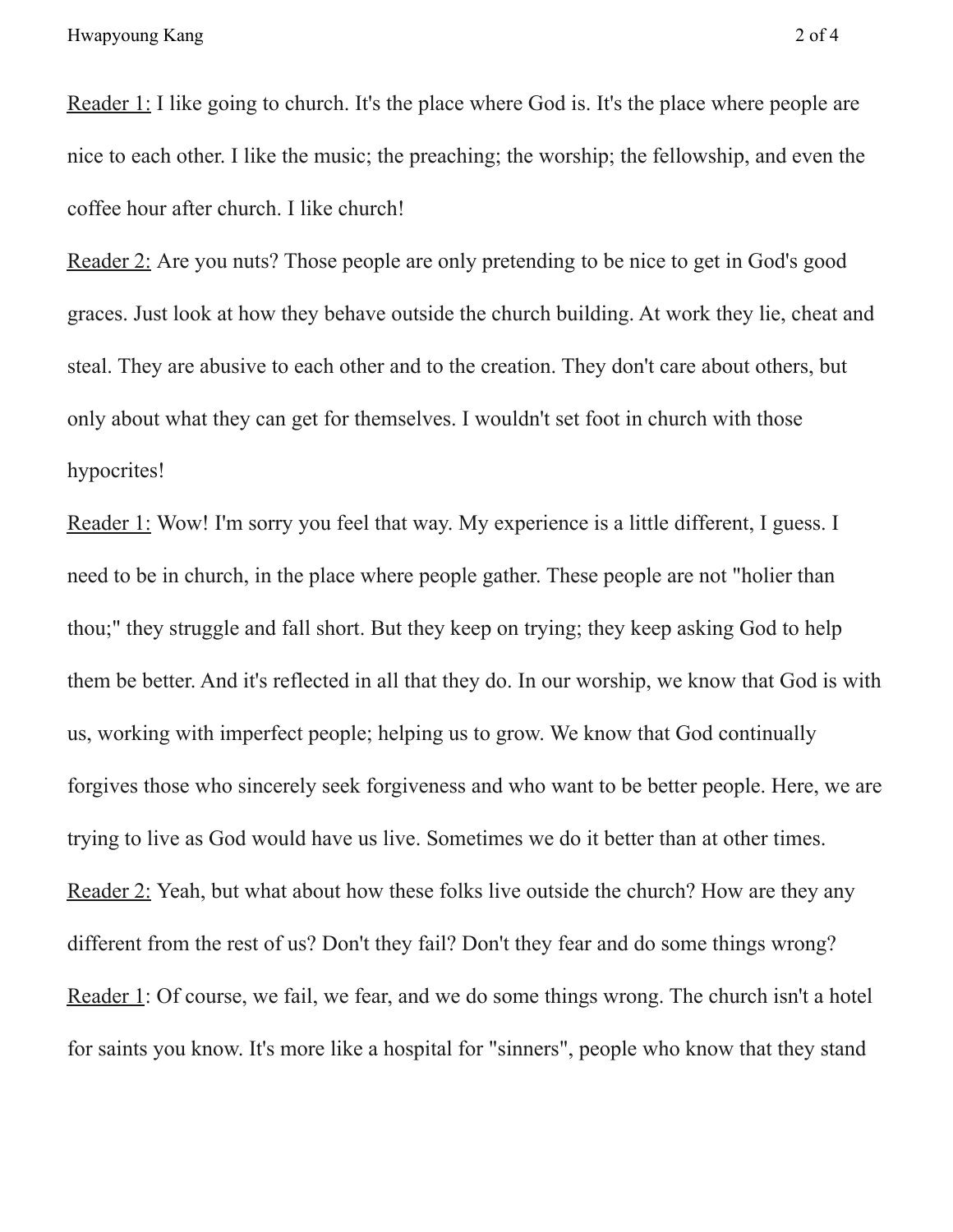<u>Reader 1:</u> I like going to church. It's the place where God is. It's the place where people are nice to each other. I like the music; the preaching; the worship; the fellowship, and even the coffee hour after church. I like church!

<u>Reader 2:</u> Are you nuts? Those people are only pretending to be nice to get in God's good graces. Just look at how they behave outside the church building. At work they lie, cheat and steal. They are abusive to each other and to the creation. They don't care about others, but only about what they can get for themselves. I wouldn't set foot in church with those hypocrites!

<u>Reader 1:</u> Wow! I'm sorry you feel that way. My experience is a little different, I guess. I need to be in church, in the place where people gather. These people are not "holier than thou;" they struggle and fall short. But they keep on trying; they keep asking God to help them be better. And it's reflected in all that they do. In our worship, we know that God is with us, working with imperfect people; helping us to grow. We know that God continually forgives those who sincerely seek forgiveness and who want to be better people. Here, we are trying to live as God would have us live. Sometimes we do it better than at other times.

<u>Reader 2:</u> Yeah, but what about how these folks live outside the church? How are they any different from the rest of us? Don't they fail? Don't they fear and do some things wrong?

<u>Reader 1</u>: Of course, we fail, we fear, and we do some things wrong. The church isn't a hotel for saints you know. It's more like a hospital for "sinners", people who know that they stand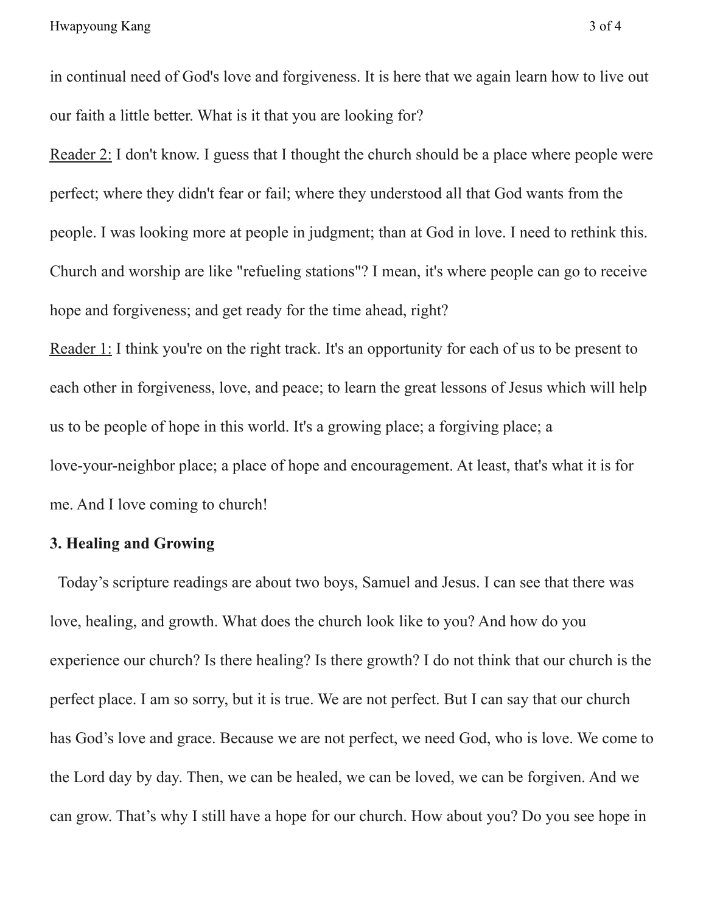in continual need of God's love and forgiveness. It is here that we again learn how to live out our faith a little better. What is it that you are looking for?

Reader 2: I don't know. I guess that I thought the church should be a place where people were perfect; where they didn't fear or fail; where they understood all that God wants from the people. I was looking more at people in judgment; than at God in love. I need to rethink this. Church and worship are like "refueling stations"? I mean, it's where people can go to receive hope and forgiveness; and get ready for the time ahead, right?

Reader 1: I think you're on the right track. It's an opportunity for each of us to be present to each other in forgiveness, love, and peace; to learn the great lessons of Jesus which will help us to be people of hope in this world. It's a growing place; a forgiving place; a love-your-neighbor place; a place of hope and encouragement. At least, that's what it is for me. And I love coming to church!

**3. Healing and Growing**

Today's scripture readings are about two boys, Samuel and Jesus. I can see that there was love, healing, and growth. What does the church look like to you? And how do you experience our church? Is there healing? Is there growth? I do not think that our church is the perfect place. I am so sorry, but it is true. We are not perfect. But I can say that our church has God's love and grace. Because we are not perfect, we need God, who is love. We come to the Lord day by day. Then, we can be healed, we can be loved, we can be forgiven. And we can grow. That's why I still have a hope for our church. How about you? Do you see hope in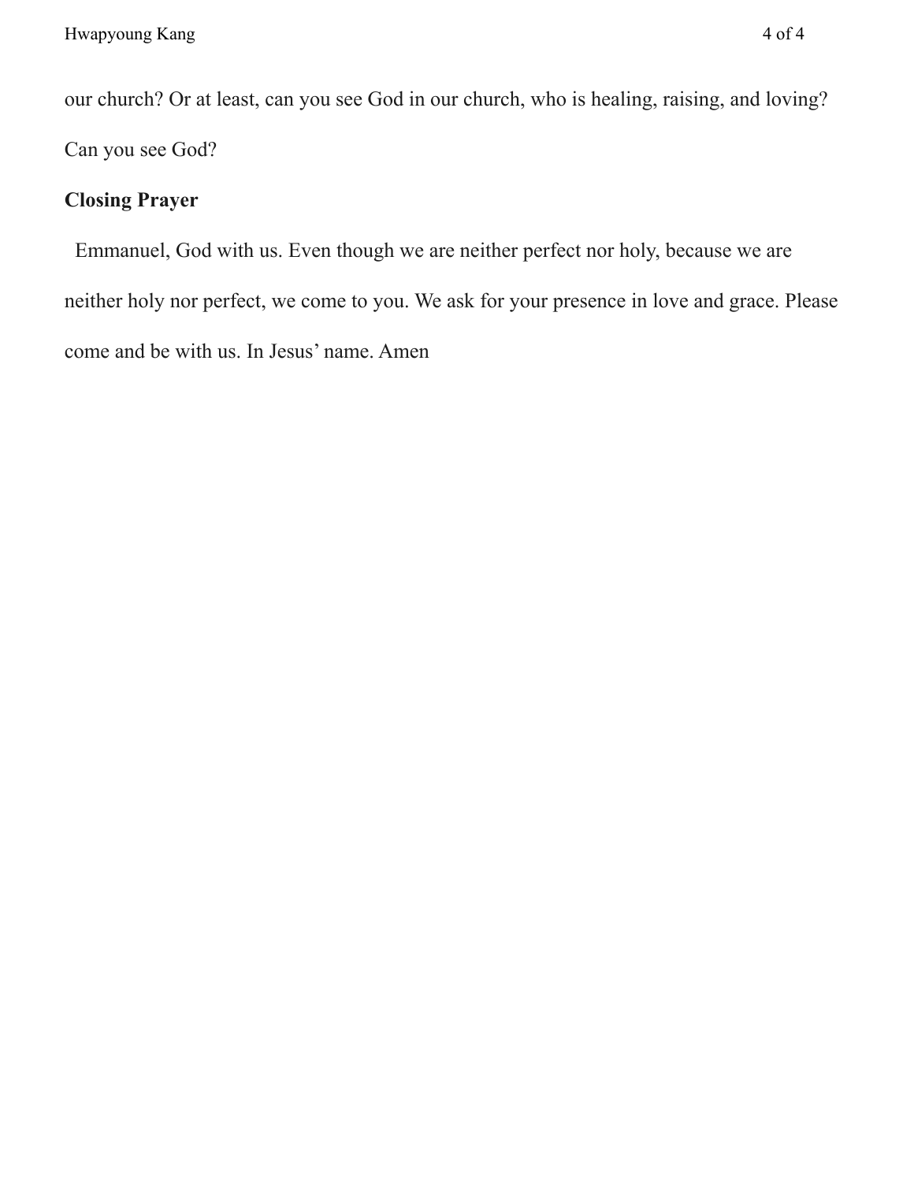our church? Or at least, can you see God in our church, who is healing, raising, and loving? Can you see God?

**Closing Prayer**

Emmanuel, God with us. Even though we are neither perfect nor holy, because we are neither holy nor perfect, we come to you. We ask for your presence in love and grace. Please come and be with us. In Jesus' name. Amen